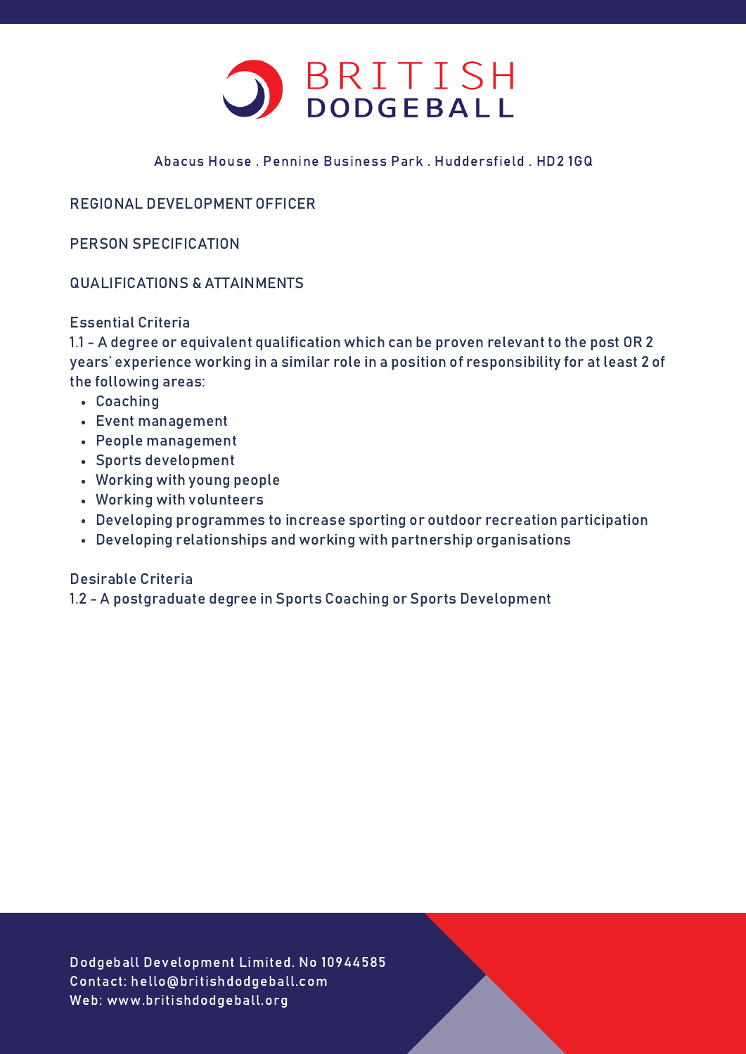# BRITISH DODGEBALL

Abacus House . Pennine Business Park . Huddersfield . HD2 1GQ

## REGIONAL DEVELOPMENT OFFICER

## PERSON SPECIFICATION

### QUALIFICATIONS & ATTAINMENTS

**Essential Criteria**

1.1 - A degree or equivalent qualification which can be proven relevant to the post OR 2 years' experience working in a similar role in a position of responsibility for at least 2 of the following areas:

- Coaching
- Event management
- People management
- Sports development
- Working with young people
- Working with volunteers
- Developing programmes to increase sporting or outdoor recreation participation
- Developing relationships and working with partnership organisations

**Desirable Criteria**

1.2 - A postgraduate degree in Sports Coaching or Sports Development

Dodgeball Development Limited. No 10944585
Contact: hello@britishdodgeball.com
Web: www.britishdodgeball.org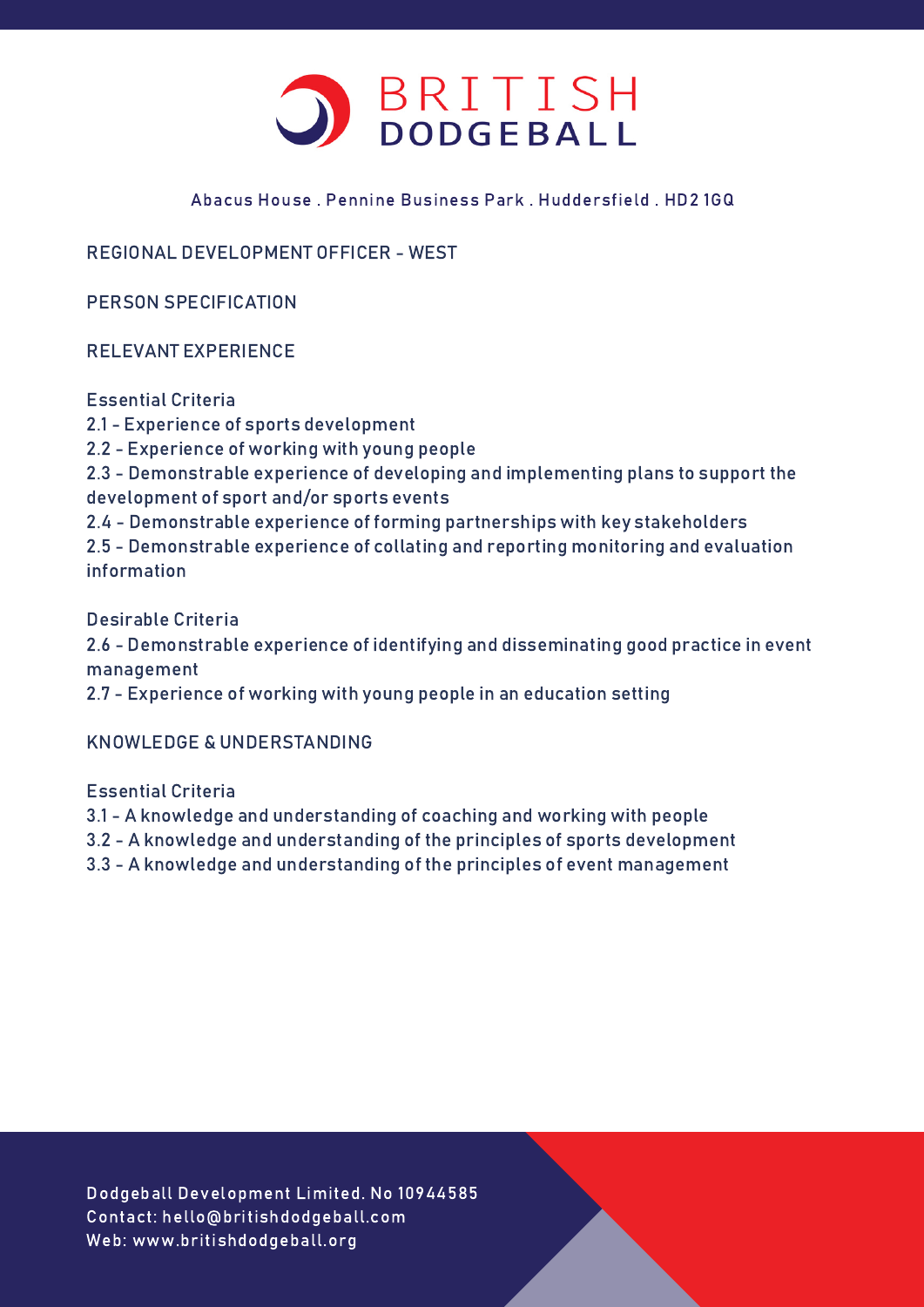BRITISH DODGEBALL

Abacus House . Pennine Business Park . Huddersfield . HD2 1GQ

# REGIONAL DEVELOPMENT OFFICER - WEST

## PERSON SPECIFICATION

### RELEVANT EXPERIENCE

Essential Criteria

2.1 - Experience of sports development
2.2 - Experience of working with young people
2.3 - Demonstrable experience of developing and implementing plans to support the development of sport and/or sports events
2.4 - Demonstrable experience of forming partnerships with key stakeholders
2.5 - Demonstrable experience of collating and reporting monitoring and evaluation information

Desirable Criteria

2.6 - Demonstrable experience of identifying and disseminating good practice in event management
2.7 - Experience of working with young people in an education setting

### KNOWLEDGE & UNDERSTANDING

Essential Criteria

3.1 - A knowledge and understanding of coaching and working with people
3.2 - A knowledge and understanding of the principles of sports development
3.3 - A knowledge and understanding of the principles of event management

Dodgeball Development Limited. No 10944585
Contact: hello@britishdodgeball.com
Web: www.britishdodgeball.org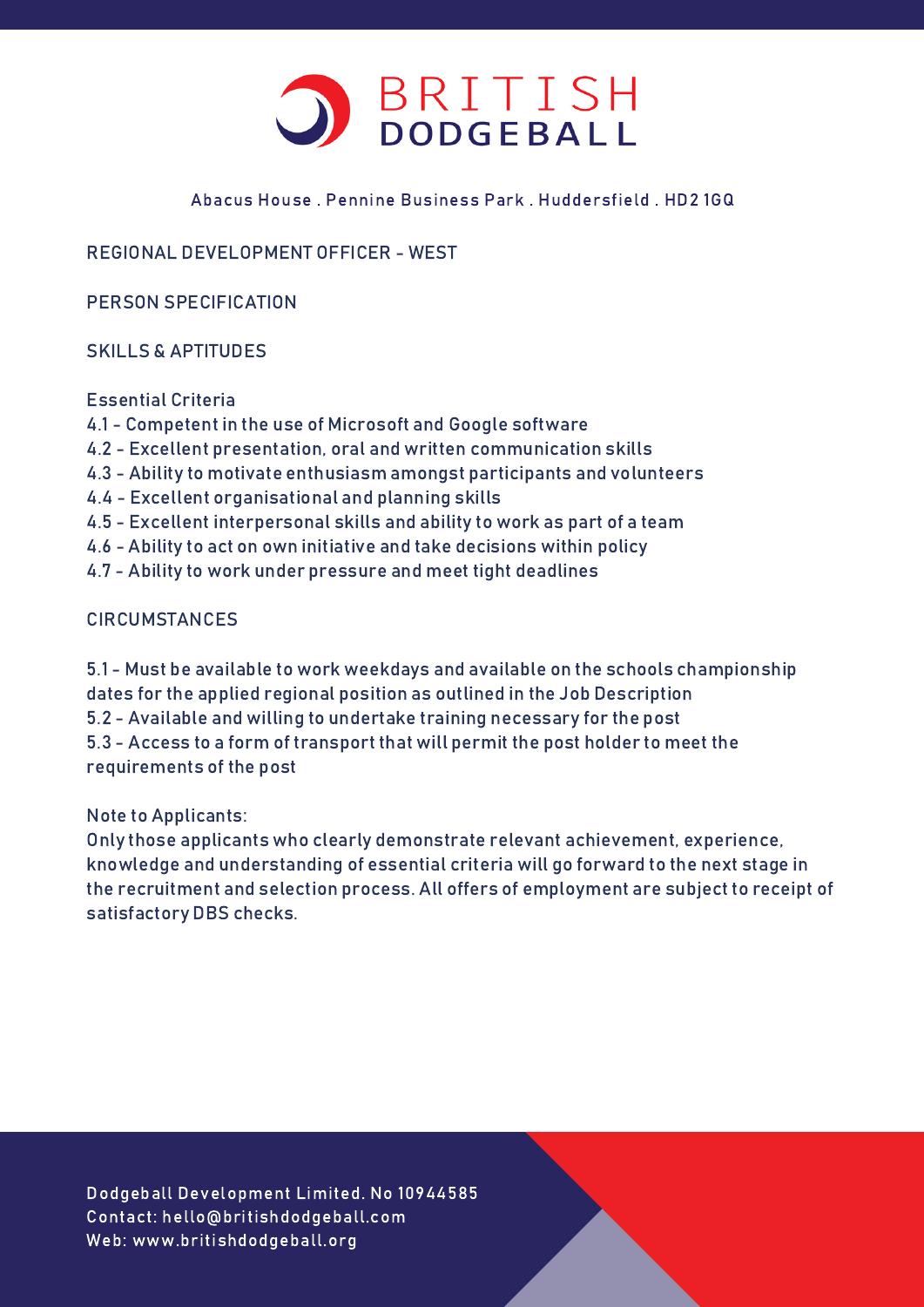# BRITISH DODGEBALL

Abacus House . Pennine Business Park . Huddersfield . HD2 1GQ

## REGIONAL DEVELOPMENT OFFICER - WEST

## PERSON SPECIFICATION

### SKILLS & APTITUDES

Essential Criteria

4.1 - Competent in the use of Microsoft and Google software
4.2 - Excellent presentation, oral and written communication skills
4.3 - Ability to motivate enthusiasm amongst participants and volunteers
4.4 - Excellent organisational and planning skills
4.5 - Excellent interpersonal skills and ability to work as part of a team
4.6 - Ability to act on own initiative and take decisions within policy
4.7 - Ability to work under pressure and meet tight deadlines

### CIRCUMSTANCES

5.1 - Must be available to work weekdays and available on the schools championship dates for the applied regional position as outlined in the Job Description
5.2 - Available and willing to undertake training necessary for the post
5.3 - Access to a form of transport that will permit the post holder to meet the requirements of the post

Note to Applicants:
Only those applicants who clearly demonstrate relevant achievement, experience, knowledge and understanding of essential criteria will go forward to the next stage in the recruitment and selection process. All offers of employment are subject to receipt of satisfactory DBS checks.

Dodgeball Development Limited. No 10944585
Contact: hello@britishdodgeball.com
Web: www.britishdodgeball.org